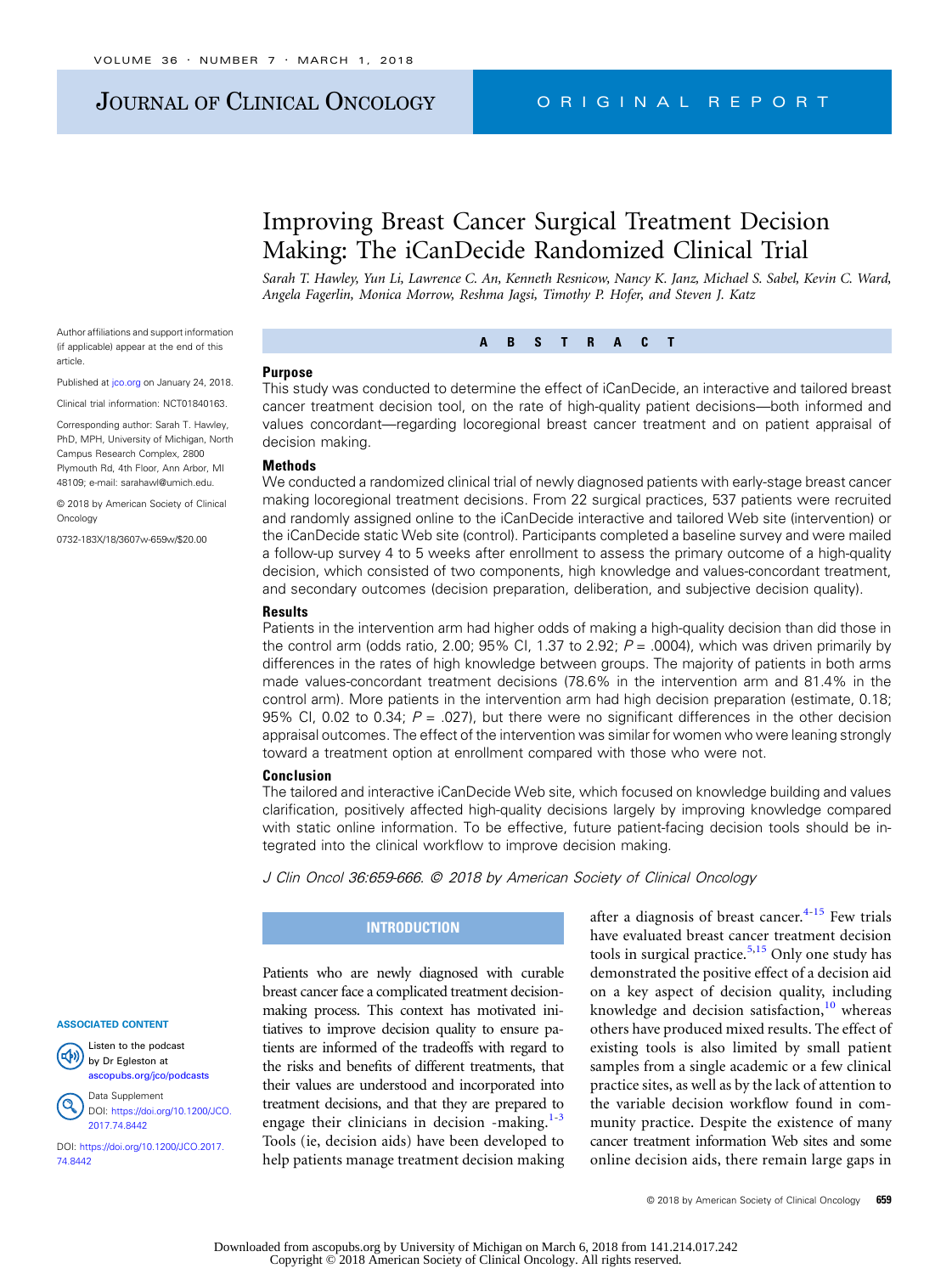# Improving Breast Cancer Surgical Treatment Decision Making: The iCanDecide Randomized Clinical Trial

*Sarah T. Hawley, Yun Li, Lawrence C. An, Kenneth Resnicow, Nancy K. Janz, Michael S. Sabel, Kevin C. Ward, Angela Fagerlin, Monica Morrow, Reshma Jagsi, Timothy P. Hofer, and Steven J. Katz*

Author affiliations and support information (if applicable) appear at the end of this article.

Published at jco.org on January 24, 2018.

Clinical trial information: NCT01840163.

Corresponding author: Sarah T. Hawley, PhD, MPH, University of Michigan, North Campus Research Complex, 2800 Plymouth Rd, 4th Floor, Ann Arbor, MI 48109; e-mail: sarahawl@umich.edu.

© 2018 by American Society of Clinical Oncology

0732-183X/18/3607w-659w/$20.00

## ABSTRACT

### Purpose

This study was conducted to determine the effect of iCanDecide, an interactive and tailored breast cancer treatment decision tool, on the rate of high-quality patient decisions—both informed and values concordant—regarding locoregional breast cancer treatment and on patient appraisal of decision making.

### Methods

We conducted a randomized clinical trial of newly diagnosed patients with early-stage breast cancer making locoregional treatment decisions. From 22 surgical practices, 537 patients were recruited and randomly assigned online to the iCanDecide interactive and tailored Web site (intervention) or the iCanDecide static Web site (control). Participants completed a baseline survey and were mailed a follow-up survey 4 to 5 weeks after enrollment to assess the primary outcome of a high-quality decision, which consisted of two components, high knowledge and values-concordant treatment, and secondary outcomes (decision preparation, deliberation, and subjective decision quality).

### Results

Patients in the intervention arm had higher odds of making a high-quality decision than did those in the control arm (odds ratio, 2.00; 95% CI, 1.37 to 2.92; $P = .0004$), which was driven primarily by differences in the rates of high knowledge between groups. The majority of patients in both arms made values-concordant treatment decisions (78.6% in the intervention arm and 81.4% in the control arm). More patients in the intervention arm had high decision preparation (estimate, 0.18; 95% CI, 0.02 to 0.34; $P = .027$), but there were no significant differences in the other decision appraisal outcomes. The effect of the intervention was similar for women who were leaning strongly toward a treatment option at enrollment compared with those who were not.

### Conclusion

The tailored and interactive iCanDecide Web site, which focused on knowledge building and values clarification, positively affected high-quality decisions largely by improving knowledge compared with static online information. To be effective, future patient-facing decision tools should be integrated into the clinical workflow to improve decision making.

*J Clin Oncol 36:659-666. © 2018 by American Society of Clinical Oncology*

ASSOCIATED CONTENT

Listen to the podcast by Dr Egleston at ascopubs.org/jco/podcasts

Data Supplement DOI: https://doi.org/10.1200/JCO.2017.74.8442

DOI: https://doi.org/10.1200/JCO.2017.74.8442

## INTRODUCTION

Patients who are newly diagnosed with curable breast cancer face a complicated treatment decision-making process. This context has motivated initiatives to improve decision quality to ensure patients are informed of the tradeoffs with regard to the risks and benefits of different treatments, that their values are understood and incorporated into treatment decisions, and that they are prepared to engage their clinicians in decision -making.[1-3] Tools (ie, decision aids) have been developed to help patients manage treatment decision making after a diagnosis of breast cancer.[4-15] Few trials have evaluated breast cancer treatment decision tools in surgical practice.[5,15] Only one study has demonstrated the positive effect of a decision aid on a key aspect of decision quality, including knowledge and decision satisfaction,[10] whereas others have produced mixed results. The effect of existing tools is also limited by small patient samples from a single academic or a few clinical practice sites, as well as by the lack of attention to the variable decision workflow found in community practice. Despite the existence of many cancer treatment information Web sites and some online decision aids, there remain large gaps in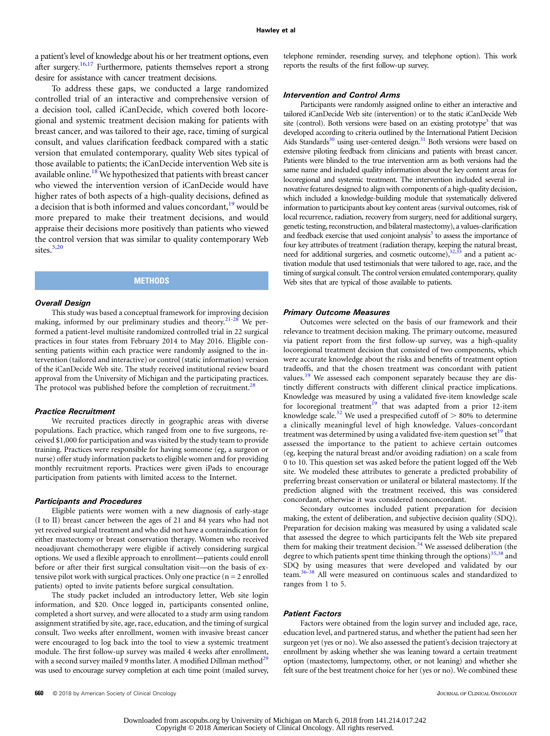a patient's level of knowledge about his or her treatment options, even after surgery.[16,17] Furthermore, patients themselves report a strong desire for assistance with cancer treatment decisions.

To address these gaps, we conducted a large randomized controlled trial of an interactive and comprehensive version of a decision tool, called iCanDecide, which covered both locoregional and systemic treatment decision making for patients with breast cancer, and was tailored to their age, race, timing of surgical consult, and values clarification feedback compared with a static version that emulated contemporary, quality Web sites typical of those available to patients; the iCanDecide intervention Web site is available online.[18] We hypothesized that patients with breast cancer who viewed the intervention version of iCanDecide would have higher rates of both aspects of a high-quality decisions, defined as a decision that is both informed and values concordant,[19] would be more prepared to make their treatment decisions, and would appraise their decisions more positively than patients who viewed the control version that was similar to quality contemporary Web sites.[3,20]

## METHODS

### Overall Design

This study was based a conceptual framework for improving decision making, informed by our preliminary studies and theory.[21-28] We performed a patient-level multisite randomized controlled trial in 22 surgical practices in four states from February 2014 to May 2016. Eligible consenting patients within each practice were randomly assigned to the intervention (tailored and interactive) or control (static information) version of the iCanDecide Web site. The study received institutional review board approval from the University of Michigan and the participating practices. The protocol was published before the completion of recruitment.[28]

### Practice Recruitment

We recruited practices directly in geographic areas with diverse populations. Each practice, which ranged from one to five surgeons, received $1,000 for participation and was visited by the study team to provide training. Practices were responsible for having someone (eg, a surgeon or nurse) offer study information packets to eligible women and for providing monthly recruitment reports. Practices were given iPads to encourage participation from patients with limited access to the Internet.

### Participants and Procedures

Eligible patients were women with a new diagnosis of early-stage (I to II) breast cancer between the ages of 21 and 84 years who had not yet received surgical treatment and who did not have a contraindication for either mastectomy or breast conservation therapy. Women who received neoadjuvant chemotherapy were eligible if actively considering surgical options. We used a flexible approach to enrollment—patients could enroll before or after their first surgical consultation visit—on the basis of extensive pilot work with surgical practices. Only one practice (n = 2 enrolled patients) opted to invite patients before surgical consultation.

The study packet included an introductory letter, Web site login information, and $20. Once logged in, participants consented online, completed a short survey, and were allocated to a study arm using random assignment stratified by site, age, race, education, and the timing of surgical consult. Two weeks after enrollment, women with invasive breast cancer were encouraged to log back into the tool to view a systemic treatment module. The first follow-up survey was mailed 4 weeks after enrollment, with a second survey mailed 9 months later. A modified Dillman method[29] was used to encourage survey completion at each time point (mailed survey, telephone reminder, resending survey, and telephone option). This work reports the results of the first follow-up survey.

### Intervention and Control Arms

Participants were randomly assigned online to either an interactive and tailored iCanDecide Web site (intervention) or to the static iCanDecide Web site (control). Both versions were based on an existing prototype[3] that was developed according to criteria outlined by the International Patient Decision Aids Standards[30] using user-centered design.[31] Both versions were based on extensive piloting feedback from clinicians and patients with breast cancer. Patients were blinded to the true intervention arm as both versions had the same name and included quality information about the key content areas for locoregional and systemic treatment. The intervention included several innovative features designed to align with components of a high-quality decision, which included a knowledge-building module that systematically delivered information to participants about key content areas (survival outcomes, risk of local recurrence, radiation, recovery from surgery, need for additional surgery, genetic testing, reconstruction, and bilateral mastectomy), a values-clarification and feedback exercise that used conjoint analysis[3] to assess the importance of four key attributes of treatment (radiation therapy, keeping the natural breast, need for additional surgeries, and cosmetic outcome),[32,33] and a patient activation module that used testimonials that were tailored to age, race, and the timing of surgical consult. The control version emulated contemporary, quality Web sites that are typical of those available to patients.

### Primary Outcome Measures

Outcomes were selected on the basis of our framework and their relevance to treatment decision making. The primary outcome, measured via patient report from the first follow-up survey, was a high-quality locoregional treatment decision that consisted of two components, which were accurate knowledge about the risks and benefits of treatment option tradeoffs, and that the chosen treatment was concordant with patient values.[19] We assessed each component separately because they are distinctly different constructs with different clinical practice implications. Knowledge was measured by using a validated five-item knowledge scale for locoregional treatment[19] that was adapted from a prior 12-item knowledge scale.[32] We used a prespecified cutoff of > 80% to determine a clinically meaningful level of high knowledge. Values-concordant treatment was determined by using a validated five-item question set[19] that assessed the importance to the patient to achieve certain outcomes (eg, keeping the natural breast and/or avoiding radiation) on a scale from 0 to 10. This question set was asked before the patient logged off the Web site. We modeled these attributes to generate a predicted probability of preferring breast conservation or unilateral or bilateral mastectomy. If the prediction aligned with the treatment received, this was considered concordant, otherwise it was considered nonconcordant.

Secondary outcomes included patient preparation for decision making, the extent of deliberation, and subjective decision quality (SDQ). Preparation for decision making was measured by using a validated scale that assessed the degree to which participants felt the Web site prepared them for making their treatment decision.[34] We assessed deliberation (the degree to which patients spent time thinking through the options)[35,38] and SDQ by using measures that were developed and validated by our team.[36-38] All were measured on continuous scales and standardized to ranges from 1 to 5.

### Patient Factors

Factors were obtained from the login survey and included age, race, education level, and partnered status, and whether the patient had seen her surgeon yet (yes or no). We also assessed the patient's decision trajectory at enrollment by asking whether she was leaning toward a certain treatment option (mastectomy, lumpectomy, other, or not leaning) and whether she felt sure of the best treatment choice for her (yes or no). We combined these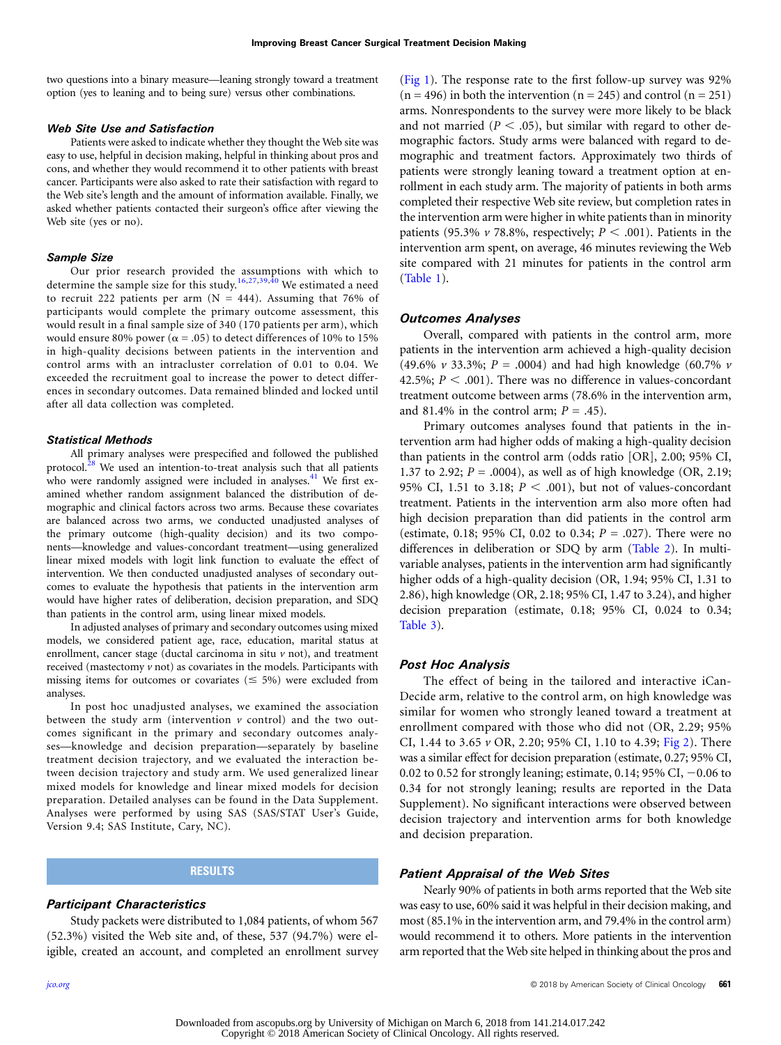two questions into a binary measure—leaning strongly toward a treatment option (yes to leaning and to being sure) versus other combinations.

### Web Site Use and Satisfaction

Patients were asked to indicate whether they thought the Web site was easy to use, helpful in decision making, helpful in thinking about pros and cons, and whether they would recommend it to other patients with breast cancer. Participants were also asked to rate their satisfaction with regard to the Web site's length and the amount of information available. Finally, we asked whether patients contacted their surgeon's office after viewing the Web site (yes or no).

### Sample Size

Our prior research provided the assumptions with which to determine the sample size for this study.[16,27,39,40] We estimated a need to recruit 222 patients per arm (N = 444). Assuming that 76% of participants would complete the primary outcome assessment, this would result in a final sample size of 340 (170 patients per arm), which would ensure 80% power ($\alpha$ = .05) to detect differences of 10% to 15% in high-quality decisions between patients in the intervention and control arms with an intracluster correlation of 0.01 to 0.04. We exceeded the recruitment goal to increase the power to detect differences in secondary outcomes. Data remained blinded and locked until after all data collection was completed.

### Statistical Methods

All primary analyses were prespecified and followed the published protocol.[28] We used an intention-to-treat analysis such that all patients who were randomly assigned were included in analyses.[41] We first examined whether random assignment balanced the distribution of demographic and clinical factors across two arms. Because these covariates are balanced across two arms, we conducted unadjusted analyses of the primary outcome (high-quality decision) and its two components—knowledge and values-concordant treatment—using generalized linear mixed models with logit link function to evaluate the effect of intervention. We then conducted unadjusted analyses of secondary outcomes to evaluate the hypothesis that patients in the intervention arm would have higher rates of deliberation, decision preparation, and SDQ than patients in the control arm, using linear mixed models.

In adjusted analyses of primary and secondary outcomes using mixed models, we considered patient age, race, education, marital status at enrollment, cancer stage (ductal carcinoma in situ *v* not), and treatment received (mastectomy *v* not) as covariates in the models. Participants with missing items for outcomes or covariates ($\leq$ 5%) were excluded from analyses.

In post hoc unadjusted analyses, we examined the association between the study arm (intervention *v* control) and the two outcomes significant in the primary and secondary outcomes analyses—knowledge and decision preparation—separately by baseline treatment decision trajectory, and we evaluated the interaction between decision trajectory and study arm. We used generalized linear mixed models for knowledge and linear mixed models for decision preparation. Detailed analyses can be found in the Data Supplement. Analyses were performed by using SAS (SAS/STAT User's Guide, Version 9.4; SAS Institute, Cary, NC).

## RESULTS

### Participant Characteristics

Study packets were distributed to 1,084 patients, of whom 567 (52.3%) visited the Web site and, of these, 537 (94.7%) were eligible, created an account, and completed an enrollment survey (Fig 1). The response rate to the first follow-up survey was 92% (n = 496) in both the intervention (n = 245) and control (n = 251) arms. Nonrespondents to the survey were more likely to be black and not married ($P$ < .05), but similar with regard to other demographic factors. Study arms were balanced with regard to demographic and treatment factors. Approximately two thirds of patients were strongly leaning toward a treatment option at enrollment in each study arm. The majority of patients in both arms completed their respective Web site review, but completion rates in the intervention arm were higher in white patients than in minority patients (95.3% *v* 78.8%, respectively; $P$ < .001). Patients in the intervention arm spent, on average, 46 minutes reviewing the Web site compared with 21 minutes for patients in the control arm (Table 1).

### Outcomes Analyses

Overall, compared with patients in the control arm, more patients in the intervention arm achieved a high-quality decision (49.6% *v* 33.3%; $P$ = .0004) and had high knowledge (60.7% *v* 42.5%; $P$ < .001). There was no difference in values-concordant treatment outcome between arms (78.6% in the intervention arm, and 81.4% in the control arm; $P$ = .45).

Primary outcomes analyses found that patients in the intervention arm had higher odds of making a high-quality decision than patients in the control arm (odds ratio [OR], 2.00; 95% CI, 1.37 to 2.92; $P$ = .0004), as well as of high knowledge (OR, 2.19; 95% CI, 1.51 to 3.18; $P$ < .001), but not of values-concordant treatment. Patients in the intervention arm also more often had high decision preparation than did patients in the control arm (estimate, 0.18; 95% CI, 0.02 to 0.34; $P$ = .027). There were no differences in deliberation or SDQ by arm (Table 2). In multivariable analyses, patients in the intervention arm had significantly higher odds of a high-quality decision (OR, 1.94; 95% CI, 1.31 to 2.86), high knowledge (OR, 2.18; 95% CI, 1.47 to 3.24), and higher decision preparation (estimate, 0.18; 95% CI, 0.024 to 0.34; Table 3).

### Post Hoc Analysis

The effect of being in the tailored and interactive iCanDecide arm, relative to the control arm, on high knowledge was similar for women who strongly leaned toward a treatment at enrollment compared with those who did not (OR, 2.29; 95% CI, 1.44 to 3.65 *v* OR, 2.20; 95% CI, 1.10 to 4.39; Fig 2). There was a similar effect for decision preparation (estimate, 0.27; 95% CI, 0.02 to 0.52 for strongly leaning; estimate, 0.14; 95% CI, −0.06 to 0.34 for not strongly leaning; results are reported in the Data Supplement). No significant interactions were observed between decision trajectory and intervention arms for both knowledge and decision preparation.

### Patient Appraisal of the Web Sites

Nearly 90% of patients in both arms reported that the Web site was easy to use, 60% said it was helpful in their decision making, and most (85.1% in the intervention arm, and 79.4% in the control arm) would recommend it to others. More patients in the intervention arm reported that the Web site helped in thinking about the pros and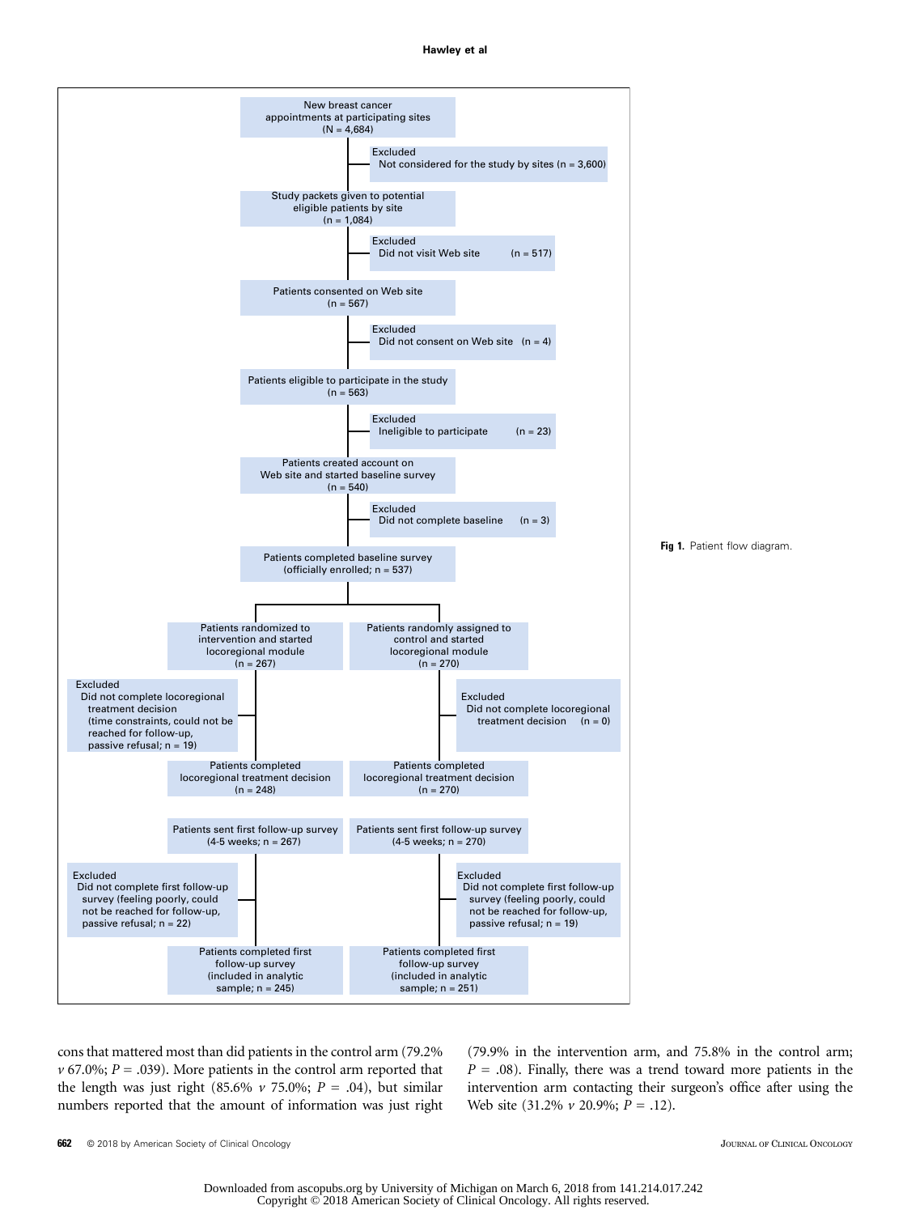New breast cancer appointments at participating sites (N = 4,684)

Excluded
Not considered for the study by sites (n = 3,600)

Study packets given to potential eligible patients by site (n = 1,084)

Excluded
Did not visit Web site (n = 517)

Patients consented on Web site (n = 567)

Excluded
Did not consent on Web site (n = 4)

Patients eligible to participate in the study (n = 563)

Excluded
Ineligible to participate (n = 23)

Patients created account on Web site and started baseline survey (n = 540)

Excluded
Did not complete baseline (n = 3)

Patients completed baseline survey (officially enrolled; n = 537)

Patients randomized to intervention and started locoregional module (n = 267)

Patients randomly assigned to control and started locoregional module (n = 270)

Excluded
Did not complete locoregional treatment decision (time constraints, could not be reached for follow-up, passive refusal; n = 19)

Excluded
Did not complete locoregional treatment decision (n = 0)

Patients completed locoregional treatment decision (n = 248)

Patients completed locoregional treatment decision (n = 270)

Patients sent first follow-up survey (4-5 weeks; n = 267)

Patients sent first follow-up survey (4-5 weeks; n = 270)

Excluded
Did not complete first follow-up survey (feeling poorly, could not be reached for follow-up, passive refusal; n = 22)

Excluded
Did not complete first follow-up survey (feeling poorly, could not be reached for follow-up, passive refusal; n = 19)

Patients completed first follow-up survey (included in analytic sample; n = 245)

Patients completed first follow-up survey (included in analytic sample; n = 251)

**Fig 1.** Patient flow diagram.

cons that mattered most than did patients in the control arm (79.2% *v* 67.0%; $P = .039$). More patients in the control arm reported that the length was just right (85.6% *v* 75.0%; $P = .04$), but similar numbers reported that the amount of information was just right (79.9% in the intervention arm, and 75.8% in the control arm; $P = .08$). Finally, there was a trend toward more patients in the intervention arm contacting their surgeon's office after using the Web site (31.2% *v* 20.9%; $P = .12$).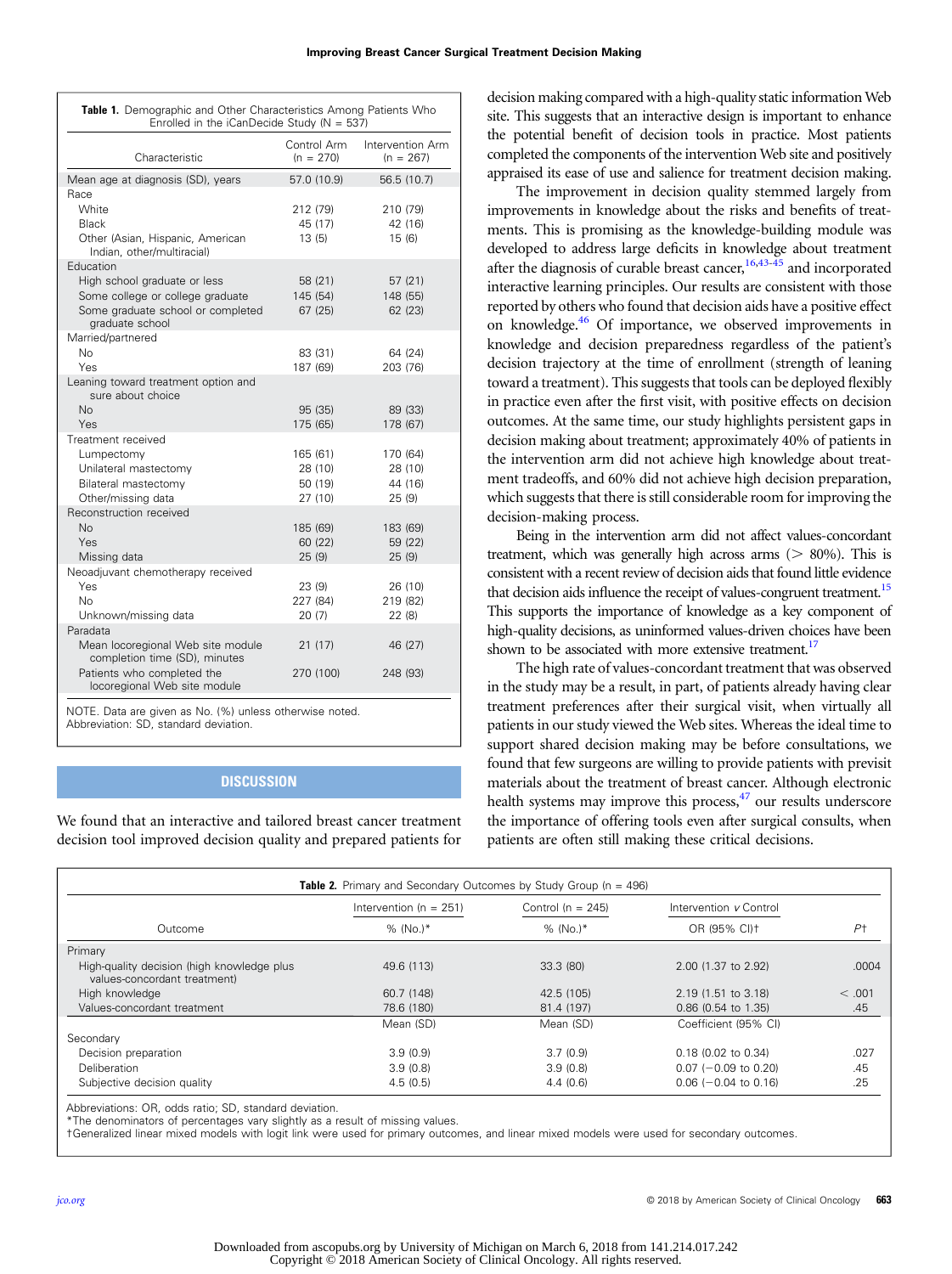**Table 1.** Demographic and Other Characteristics Among Patients Who Enrolled in the iCanDecide Study (N = 537)

| Characteristic | Control Arm (n = 270) | Intervention Arm (n = 267) |
|---|---|---|
| Mean age at diagnosis (SD), years | 57.0 (10.9) | 56.5 (10.7) |
| Race | | |
| White | 212 (79) | 210 (79) |
| Black | 45 (17) | 42 (16) |
| Other (Asian, Hispanic, American Indian, other/multiracial) | 13 (5) | 15 (6) |
| Education | | |
| High school graduate or less | 58 (21) | 57 (21) |
| Some college or college graduate | 145 (54) | 148 (55) |
| Some graduate school or completed graduate school | 67 (25) | 62 (23) |
| Married/partnered | | |
| No | 83 (31) | 64 (24) |
| Yes | 187 (69) | 203 (76) |
| Leaning toward treatment option and sure about choice | | |
| No | 95 (35) | 89 (33) |
| Yes | 175 (65) | 178 (67) |
| Treatment received | | |
| Lumpectomy | 165 (61) | 170 (64) |
| Unilateral mastectomy | 28 (10) | 28 (10) |
| Bilateral mastectomy | 50 (19) | 44 (16) |
| Other/missing data | 27 (10) | 25 (9) |
| Reconstruction received | | |
| No | 185 (69) | 183 (69) |
| Yes | 60 (22) | 59 (22) |
| Missing data | 25 (9) | 25 (9) |
| Neoadjuvant chemotherapy received | | |
| Yes | 23 (9) | 26 (10) |
| No | 227 (84) | 219 (82) |
| Unknown/missing data | 20 (7) | 22 (8) |
| Paradata | | |
| Mean locoregional Web site module completion time (SD), minutes | 21 (17) | 46 (27) |
| Patients who completed the locoregional Web site module | 270 (100) | 248 (93) |

NOTE. Data are given as No. (%) unless otherwise noted.
Abbreviation: SD, standard deviation.

## DISCUSSION

We found that an interactive and tailored breast cancer treatment decision tool improved decision quality and prepared patients for decision making compared with a high-quality static information Web site. This suggests that an interactive design is important to enhance the potential benefit of decision tools in practice. Most patients completed the components of the intervention Web site and positively appraised its ease of use and salience for treatment decision making.

The improvement in decision quality stemmed largely from improvements in knowledge about the risks and benefits of treatments. This is promising as the knowledge-building module was developed to address large deficits in knowledge about treatment after the diagnosis of curable breast cancer,[16,43-45] and incorporated interactive learning principles. Our results are consistent with those reported by others who found that decision aids have a positive effect on knowledge.[46] Of importance, we observed improvements in knowledge and decision preparedness regardless of the patient's decision trajectory at the time of enrollment (strength of leaning toward a treatment). This suggests that tools can be deployed flexibly in practice even after the first visit, with positive effects on decision outcomes. At the same time, our study highlights persistent gaps in decision making about treatment; approximately 40% of patients in the intervention arm did not achieve high knowledge about treatment tradeoffs, and 60% did not achieve high decision preparation, which suggests that there is still considerable room for improving the decision-making process.

Being in the intervention arm did not affect values-concordant treatment, which was generally high across arms (> 80%). This is consistent with a recent review of decision aids that found little evidence that decision aids influence the receipt of values-congruent treatment.[15] This supports the importance of knowledge as a key component of high-quality decisions, as uninformed values-driven choices have been shown to be associated with more extensive treatment.[17]

The high rate of values-concordant treatment that was observed in the study may be a result, in part, of patients already having clear treatment preferences after their surgical visit, when virtually all patients in our study viewed the Web sites. Whereas the ideal time to support shared decision making may be before consultations, we found that few surgeons are willing to provide patients with previsit materials about the treatment of breast cancer. Although electronic health systems may improve this process,[47] our results underscore the importance of offering tools even after surgical consults, when patients are often still making these critical decisions.

**Table 2.** Primary and Secondary Outcomes by Study Group (n = 496)

| Outcome | Intervention (n = 251) % (No.)* | Control (n = 245) % (No.)* | Intervention *v* Control OR (95% CI)† | P† |
|---|---|---|---|---|
| Primary | | | | |
| High-quality decision (high knowledge plus values-concordant treatment) | 49.6 (113) | 33.3 (80) | 2.00 (1.37 to 2.92) | .0004 |
| High knowledge | 60.7 (148) | 42.5 (105) | 2.19 (1.51 to 3.18) | < .001 |
| Values-concordant treatment | 78.6 (180) | 81.4 (197) | 0.86 (0.54 to 1.35) | .45 |
| | Mean (SD) | Mean (SD) | Coefficient (95% CI) | |
| Secondary | | | | |
| Decision preparation | 3.9 (0.9) | 3.7 (0.9) | 0.18 (0.02 to 0.34) | .027 |
| Deliberation | 3.9 (0.8) | 3.9 (0.8) | 0.07 (−0.09 to 0.20) | .45 |
| Subjective decision quality | 4.5 (0.5) | 4.4 (0.6) | 0.06 (−0.04 to 0.16) | .25 |

Abbreviations: OR, odds ratio; SD, standard deviation.
*The denominators of percentages vary slightly as a result of missing values.
†Generalized linear mixed models with logit link were used for primary outcomes, and linear mixed models were used for secondary outcomes.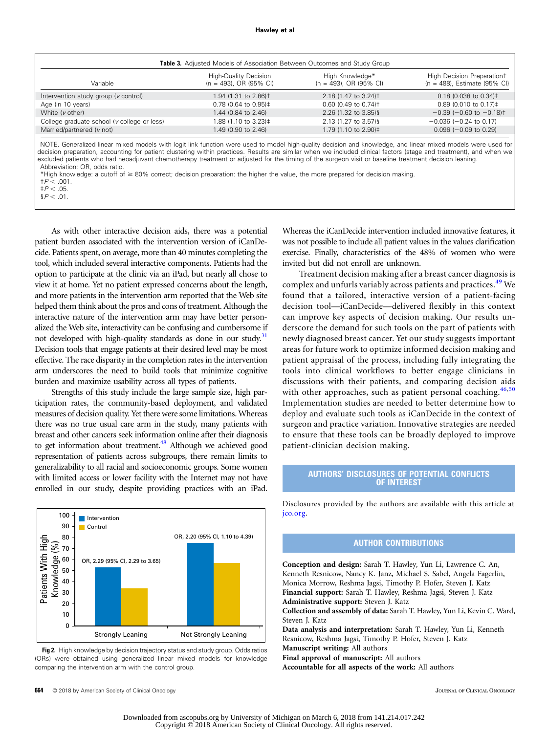**Table 3.** Adjusted Models of Association Between Outcomes and Study Group

| Variable | High-Quality Decision (n = 493), OR (95% CI) | High Knowledge* (n = 493), OR (95% CI) | High Decision Preparation† (n = 488), Estimate (95% CI) |
|---|---|---|---|
| Intervention study group (*v* control) | 1.94 (1.31 to 2.86)† | 2.18 (1.47 to 3.24)† | 0.18 (0.038 to 0.34)‡ |
| Age (in 10 years) | 0.78 (0.64 to 0.95)‡ | 0.60 (0.49 to 0.74)† | 0.89 (0.010 to 0.17)‡ |
| White (*v* other) | 1.44 (0.84 to 2.46) | 2.26 (1.32 to 3.85)§ | −0.39 (−0.60 to −0.18)† |
| College graduate school (*v* college or less) | 1.88 (1.10 to 3.23)‡ | 2.13 (1.27 to 3.57)§ | −0.036 (−0.24 to 0.17) |
| Married/partnered (*v* not) | 1.49 (0.90 to 2.46) | 1.79 (1.10 to 2.90)‡ | 0.096 (−0.09 to 0.29) |

NOTE. Generalized linear mixed models with logit link function were used to model high-quality decision and knowledge, and linear mixed models were used for decision preparation, accounting for patient clustering within practices. Results are similar when we included clinical factors (stage and treatment), and when we excluded patients who had neoadjuvant chemotherapy treatment or adjusted for the timing of the surgeon visit or baseline treatment decision leaning.
Abbreviation: OR, odds ratio.
*High knowledge: a cutoff of ≥ 80% correct; decision preparation: the higher the value, the more prepared for decision making.
†$P < .001$.
‡$P < .05$.
§$P < .01$.

As with other interactive decision aids, there was a potential patient burden associated with the intervention version of iCanDecide. Patients spent, on average, more than 40 minutes completing the tool, which included several interactive components. Patients had the option to participate at the clinic via an iPad, but nearly all chose to view it at home. Yet no patient expressed concerns about the length, and more patients in the intervention arm reported that the Web site helped them think about the pros and cons of treatment. Although the interactive nature of the intervention arm may have better personalized the Web site, interactivity can be confusing and cumbersome if not developed with high-quality standards as done in our study.[31] Decision tools that engage patients at their desired level may be most effective. The race disparity in the completion rates in the intervention arm underscores the need to build tools that minimize cognitive burden and maximize usability across all types of patients.

Strengths of this study include the large sample size, high participation rates, the community-based deployment, and validated measures of decision quality. Yet there were some limitations. Whereas there was no true usual care arm in the study, many patients with breast and other cancers seek information online after their diagnosis to get information about treatment.[48] Although we achieved good representation of patients across subgroups, there remain limits to generalizability to all racial and socioeconomic groups. Some women with limited access or lower facility with the Internet may not have enrolled in our study, despite providing practices with an iPad. Whereas the iCanDecide intervention included innovative features, it was not possible to include all patient values in the values clarification exercise. Finally, characteristics of the 48% of women who were invited but did not enroll are unknown.

Treatment decision making after a breast cancer diagnosis is complex and unfurls variably across patients and practices.[49] We found that a tailored, interactive version of a patient-facing decision tool—iCanDecide—delivered flexibly in this context can improve key aspects of decision making. Our results underscore the demand for such tools on the part of patients with newly diagnosed breast cancer. Yet our study suggests important areas for future work to optimize informed decision making and patient appraisal of the process, including fully integrating the tools into clinical workflows to better engage clinicians in discussions with their patients, and comparing decision aids with other approaches, such as patient personal coaching.[46,50] Implementation studies are needed to better determine how to deploy and evaluate such tools as iCanDecide in the context of surgeon and practice variation. Innovative strategies are needed to ensure that these tools can be broadly deployed to improve patient-clinician decision making.

**Fig 2.** High knowledge by decision trajectory status and study group. Odds ratios (ORs) were obtained using generalized linear mixed models for knowledge comparing the intervention arm with the control group.

## AUTHORS' DISCLOSURES OF POTENTIAL CONFLICTS OF INTEREST

Disclosures provided by the authors are available with this article at jco.org.

## AUTHOR CONTRIBUTIONS

**Conception and design:** Sarah T. Hawley, Yun Li, Lawrence C. An, Kenneth Resnicow, Nancy K. Janz, Michael S. Sabel, Angela Fagerlin, Monica Morrow, Reshma Jagsi, Timothy P. Hofer, Steven J. Katz
**Financial support:** Sarah T. Hawley, Reshma Jagsi, Steven J. Katz
**Administrative support:** Steven J. Katz
**Collection and assembly of data:** Sarah T. Hawley, Yun Li, Kevin C. Ward, Steven J. Katz
**Data analysis and interpretation:** Sarah T. Hawley, Yun Li, Kenneth Resnicow, Reshma Jagsi, Timothy P. Hofer, Steven J. Katz
**Manuscript writing:** All authors
**Final approval of manuscript:** All authors
**Accountable for all aspects of the work:** All authors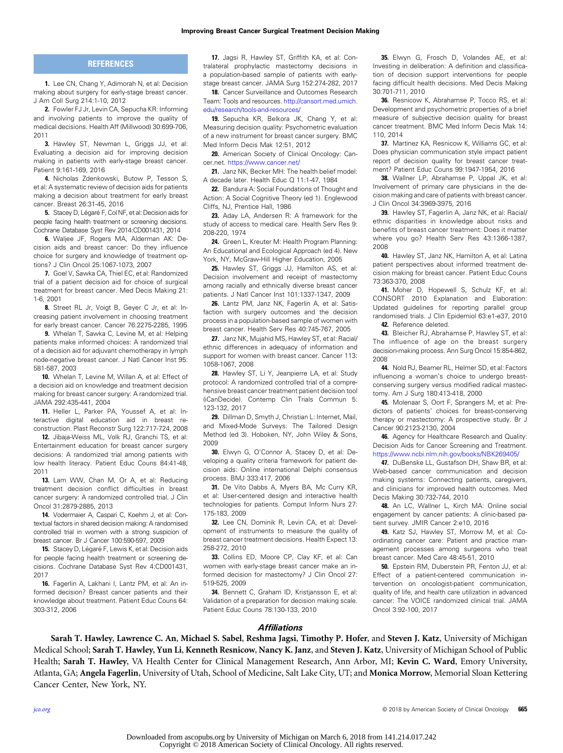## REFERENCES

1. Lee CN, Chang Y, Adimorah N, et al: Decision making about surgery for early-stage breast cancer. J Am Coll Surg 214:1-10, 2012

2. Fowler FJ Jr, Levin CA, Sepucha KR: Informing and involving patients to improve the quality of medical decisions. Health Aff (Millwood) 30:699-706, 2011

3. Hawley ST, Newman L, Griggs JJ, et al: Evaluating a decision aid for improving decision making in patients with early-stage breast cancer. Patient 9:161-169, 2016

4. Nicholas Zdenkowski, Butow P, Tesson S, et al: A systematic review of decision aids for patients making a decision about treatment for early breast cancer. Breast 26:31-45, 2016

5. Stacey D, Légaré F, Col NF, et al: Decision aids for people facing health treatment or screening decisions. Cochrane Database Syst Rev 2014:CD001431, 2014

6. Waljee JF, Rogers MA, Alderman AK: Decision aids and breast cancer: Do they influence choice for surgery and knowledge of treatment options? J Clin Oncol 25:1067-1073, 2007

7. Goel V, Sawka CA, Thiel EC, et al: Randomized trial of a patient decision aid for choice of surgical treatment for breast cancer. Med Decis Making 21:1-6, 2001

8. Street RL Jr, Voigt B, Geyer C Jr, et al: Increasing patient involvement in choosing treatment for early breast cancer. Cancer 76:2275-2285, 1995

9. Whelan T, Sawka C, Levine M, et al: Helping patients make informed choices: A randomized trial of a decision aid for adjuvant chemotherapy in lymph node-negative breast cancer. J Natl Cancer Inst 95:581-587, 2003

10. Whelan T, Levine M, Willan A, et al: Effect of a decision aid on knowledge and treatment decision making for breast cancer surgery: A randomized trial. JAMA 292:435-441, 2004

11. Heller L, Parker PA, Youssef A, et al: Interactive digital education aid in breast reconstruction. Plast Reconstr Surg 122:717-724, 2008

12. Jibaja-Weiss ML, Volk RJ, Granchi TS, et al: Entertainment education for breast cancer surgery decisions: A randomized trial among patients with low health literacy. Patient Educ Couns 84:41-48, 2011

13. Lam WW, Chan M, Or A, et al: Reducing treatment decision conflict difficulties in breast cancer surgery: A randomized controlled trial. J Clin Oncol 31:2879-2885, 2013

14. Vodermaier A, Caspari C, Koehm J, et al: Contextual factors in shared decision making: A randomised controlled trial in women with a strong suspicion of breast cancer. Br J Cancer 100:590-597, 2009

15. Stacey D, Légaré F, Lewis K, et al: Decision aids for people facing health treatment or screening decisions. Cochrane Database Syst Rev 4:CD001431, 2017

16. Fagerlin A, Lakhani I, Lantz PM, et al: An informed decision? Breast cancer patients and their knowledge about treatment. Patient Educ Couns 64:303-312, 2006

17. Jagsi R, Hawley ST, Griffith KA, et al: Contralateral prophylactic mastectomy decisions in a population-based sample of patients with early-stage breast cancer. JAMA Surg 152:274-282, 2017

18. Cancer Surveillance and Outcomes Research Team: Tools and resources. http://cansort.med.umich.edu/research/tools-and-resources/

19. Sepucha KR, Belkora JK, Chang Y, et al: Measuring decision quality: Psychometric evaluation of a new instrument for breast cancer surgery. BMC Med Inform Decis Mak 12:51, 2012

20. American Society of Clinical Oncology: Cancer.net. https://www.cancer.net/

21. Janz NK, Becker MH: The health belief model: A decade later. Health Educ Q 11:1-47, 1984

22. Bandura A: Social Foundations of Thought and Action: A Social Cognitive Theory (ed 1). Englewood Cliffs, NJ, Prentice Hall, 1986

23. Aday LA, Andersen R: A framework for the study of access to medical care. Health Serv Res 9:208-220, 1974

24. Green L, Kreuter M: Health Program Planning: An Educational and Ecological Approach (ed 4). New York, NY, McGraw-Hill Higher Education, 2005

25. Hawley ST, Griggs JJ, Hamilton AS, et al: Decision involvement and receipt of mastectomy among racially and ethnically diverse breast cancer patients. J Natl Cancer Inst 101:1337-1347, 2009

26. Lantz PM, Janz NK, Fagerlin A, et al: Satisfaction with surgery outcomes and the decision process in a population-based sample of women with breast cancer. Health Serv Res 40:745-767, 2005

27. Janz NK, Mujahid MS, Hawley ST, et al: Racial/ethnic differences in adequacy of information and support for women with breast cancer. Cancer 113:1058-1067, 2008

28. Hawley ST, Li Y, Jeanpierre LA, et al: Study protocol: A randomized controlled trial of a comprehensive breast cancer treatment patient decision tool (iCanDecide). Contemp Clin Trials Commun 5:123-132, 2017

29. Dillman D, Smyth J, Christian L: Internet, Mail, and Mixed-Mode Surveys: The Tailored Design Method (ed 3). Hoboken, NY, John Wiley & Sons, 2009

30. Elwyn G, O'Connor A, Stacey D, et al: Developing a quality criteria framework for patient decision aids: Online international Delphi consensus process. BMJ 333:417, 2006

31. De Vito Dabbs A, Myers BA, Mc Curry KR, et al: User-centered design and interactive health technologies for patients. Comput Inform Nurs 27:175-183, 2009

32. Lee CN, Dominik R, Levin CA, et al: Development of instruments to measure the quality of breast cancer treatment decisions. Health Expect 13:258-272, 2010

33. Collins ED, Moore CP, Clay KF, et al: Can women with early-stage breast cancer make an informed decision for mastectomy? J Clin Oncol 27:519-525, 2009

34. Bennett C, Graham ID, Kristjansson E, et al: Validation of a preparation for decision making scale. Patient Educ Couns 78:130-133, 2010

35. Elwyn G, Frosch D, Volandes AE, et al: Investing in deliberation: A definition and classification of decision support interventions for people facing difficult health decisions. Med Decis Making 30:701-711, 2010

36. Resnicow K, Abrahamse P, Tocco RS, et al: Development and psychometric properties of a brief measure of subjective decision quality for breast cancer treatment. BMC Med Inform Decis Mak 14:110, 2014

37. Martinez KA, Resnicow K, Williams GC, et al: Does physician communication style impact patient report of decision quality for breast cancer treatment? Patient Educ Couns 99:1947-1954, 2016

38. Wallner LP, Abrahamse P, Uppal JK, et al: Involvement of primary care physicians in the decision making and care of patients with breast cancer. J Clin Oncol 34:3969-3975, 2016

39. Hawley ST, Fagerlin A, Janz NK, et al: Racial/ethnic disparities in knowledge about risks and benefits of breast cancer treatment: Does it matter where you go? Health Serv Res 43:1366-1387, 2008

40. Hawley ST, Janz NK, Hamilton A, et al: Latina patient perspectives about informed treatment decision making for breast cancer. Patient Educ Couns 73:363-370, 2008

41. Moher D, Hopewell S, Schulz KF, et al: CONSORT 2010 Explanation and Elaboration: Updated guidelines for reporting parallel group randomised trials. J Clin Epidemiol 63:e1-e37, 2010

42. Reference deleted.

43. Bleicher RJ, Abrahamse P, Hawley ST, et al: The influence of age on the breast surgery decision-making process. Ann Surg Oncol 15:854-862, 2008

44. Nold RJ, Beamer RL, Helmer SD, et al: Factors influencing a woman's choice to undergo breast-conserving surgery versus modified radical mastectomy. Am J Surg 180:413-418, 2000

45. Molenaar S, Oort F, Sprangers M, et al: Predictors of patients' choices for breast-conserving therapy or mastectomy: A prospective study. Br J Cancer 90:2123-2130, 2004

46. Agency for Healthcare Research and Quality: Decision Aids for Cancer Screening and Treatment. https://www.ncbi.nlm.nih.gov/books/NBK269405/

47. DuBenske LL, Gustafson DH, Shaw BR, et al: Web-based cancer communication and decision making systems: Connecting patients, caregivers, and clinicians for improved health outcomes. Med Decis Making 30:732-744, 2010

48. An LC, Wallner L, Kirch MA: Online social engagement by cancer patients: A clinic-based patient survey. JMIR Cancer 2:e10, 2016

49. Katz SJ, Hawley ST, Morrow M, et al: Coordinating cancer care: Patient and practice management processes among surgeons who treat breast cancer. Med Care 48:45-51, 2010

50. Epstein RM, Duberstein PR, Fenton JJ, et al: Effect of a patient-centered communication intervention on oncologist-patient communication, quality of life, and health care utilization in advanced cancer: The VOICE randomized clinical trial. JAMA Oncol 3:92-100, 2017

### *Affiliations*

**Sarah T. Hawley**, **Lawrence C. An**, **Michael S. Sabel**, **Reshma Jagsi**, **Timothy P. Hofer**, and **Steven J. Katz**, University of Michigan Medical School; **Sarah T. Hawley**, **Yun Li**, **Kenneth Resnicow**, **Nancy K. Janz**, and **Steven J. Katz**, University of Michigan School of Public Health; **Sarah T. Hawley**, VA Health Center for Clinical Management Research, Ann Arbor, MI; **Kevin C. Ward**, Emory University, Atlanta, GA; **Angela Fagerlin**, University of Utah, School of Medicine, Salt Lake City, UT; and **Monica Morrow**, Memorial Sloan Kettering Cancer Center, New York, NY.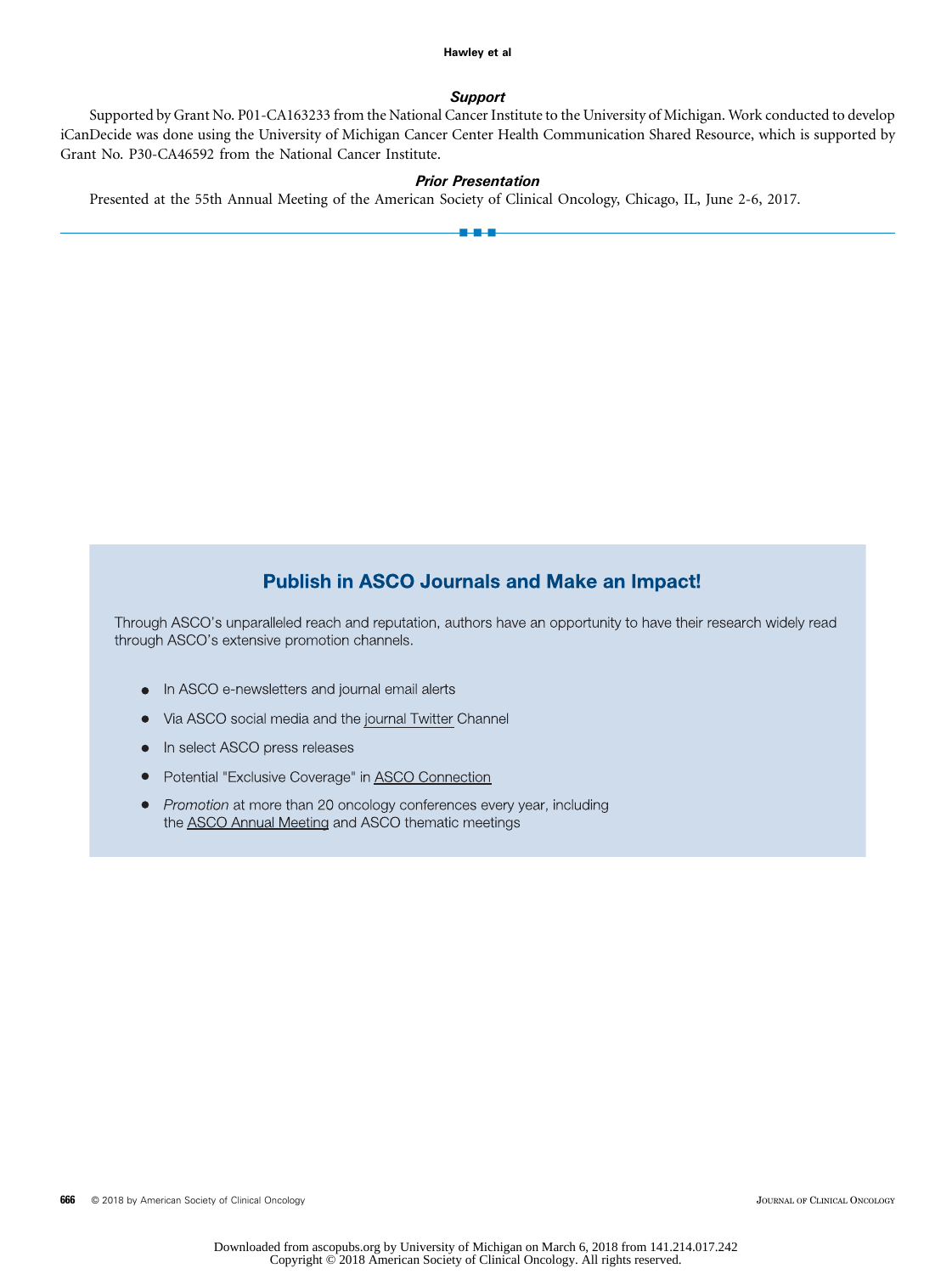### *Support*

Supported by Grant No. P01-CA163233 from the National Cancer Institute to the University of Michigan. Work conducted to develop iCanDecide was done using the University of Michigan Cancer Center Health Communication Shared Resource, which is supported by Grant No. P30-CA46592 from the National Cancer Institute.

### *Prior Presentation*

Presented at the 55th Annual Meeting of the American Society of Clinical Oncology, Chicago, IL, June 2-6, 2017.

---

## Publish in ASCO Journals and Make an Impact!

Through ASCO's unparalleled reach and reputation, authors have an opportunity to have their research widely read through ASCO's extensive promotion channels.

- In ASCO e-newsletters and journal email alerts
- Via ASCO social media and the journal Twitter Channel
- In select ASCO press releases
- Potential "Exclusive Coverage" in ASCO Connection
- *Promotion* at more than 20 oncology conferences every year, including the ASCO Annual Meeting and ASCO thematic meetings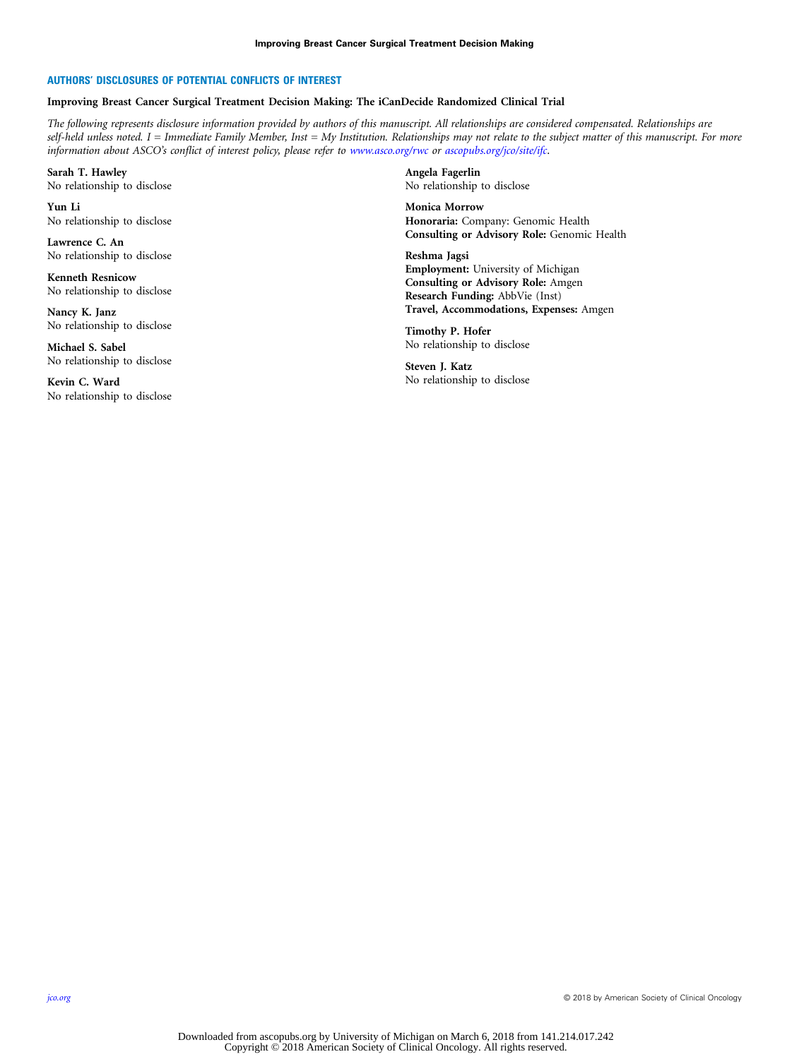## AUTHORS' DISCLOSURES OF POTENTIAL CONFLICTS OF INTEREST

**Improving Breast Cancer Surgical Treatment Decision Making: The iCanDecide Randomized Clinical Trial**

*The following represents disclosure information provided by authors of this manuscript. All relationships are considered compensated. Relationships are self-held unless noted. I = Immediate Family Member, Inst = My Institution. Relationships may not relate to the subject matter of this manuscript. For more information about ASCO's conflict of interest policy, please refer to www.asco.org/rwc or ascopubs.org/jco/site/ifc.*

**Sarah T. Hawley**
No relationship to disclose

**Yun Li**
No relationship to disclose

**Lawrence C. An**
No relationship to disclose

**Kenneth Resnicow**
No relationship to disclose

**Nancy K. Janz**
No relationship to disclose

**Michael S. Sabel**
No relationship to disclose

**Kevin C. Ward**
No relationship to disclose

**Angela Fagerlin**
No relationship to disclose

**Monica Morrow**
**Honoraria:** Company: Genomic Health
**Consulting or Advisory Role:** Genomic Health

**Reshma Jagsi**
**Employment:** University of Michigan
**Consulting or Advisory Role:** Amgen
**Research Funding:** AbbVie (Inst)
**Travel, Accommodations, Expenses:** Amgen

**Timothy P. Hofer**
No relationship to disclose

**Steven J. Katz**
No relationship to disclose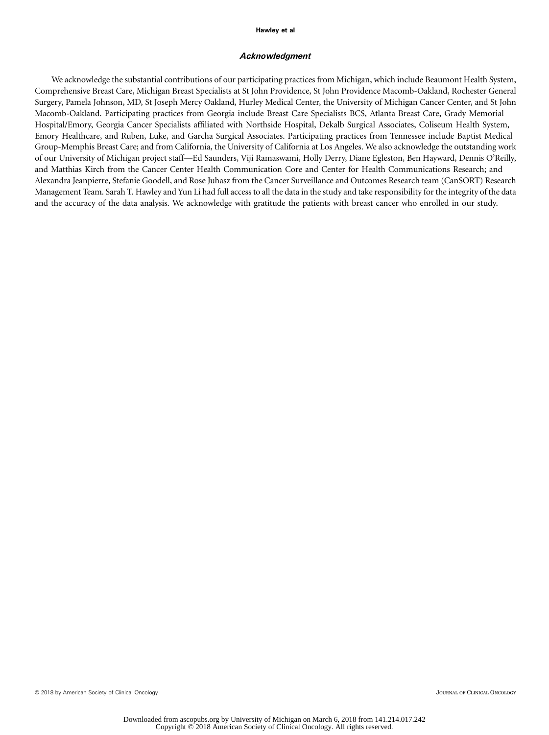## *Acknowledgment*

We acknowledge the substantial contributions of our participating practices from Michigan, which include Beaumont Health System, Comprehensive Breast Care, Michigan Breast Specialists at St John Providence, St John Providence Macomb-Oakland, Rochester General Surgery, Pamela Johnson, MD, St Joseph Mercy Oakland, Hurley Medical Center, the University of Michigan Cancer Center, and St John Macomb-Oakland. Participating practices from Georgia include Breast Care Specialists BCS, Atlanta Breast Care, Grady Memorial Hospital/Emory, Georgia Cancer Specialists affiliated with Northside Hospital, Dekalb Surgical Associates, Coliseum Health System, Emory Healthcare, and Ruben, Luke, and Garcha Surgical Associates. Participating practices from Tennessee include Baptist Medical Group-Memphis Breast Care; and from California, the University of California at Los Angeles. We also acknowledge the outstanding work of our University of Michigan project staff—Ed Saunders, Viji Ramaswami, Holly Derry, Diane Egleston, Ben Hayward, Dennis O'Reilly, and Matthias Kirch from the Cancer Center Health Communication Core and Center for Health Communications Research; and Alexandra Jeanpierre, Stefanie Goodell, and Rose Juhasz from the Cancer Surveillance and Outcomes Research team (CanSORT) Research Management Team. Sarah T. Hawley and Yun Li had full access to all the data in the study and take responsibility for the integrity of the data and the accuracy of the data analysis. We acknowledge with gratitude the patients with breast cancer who enrolled in our study.